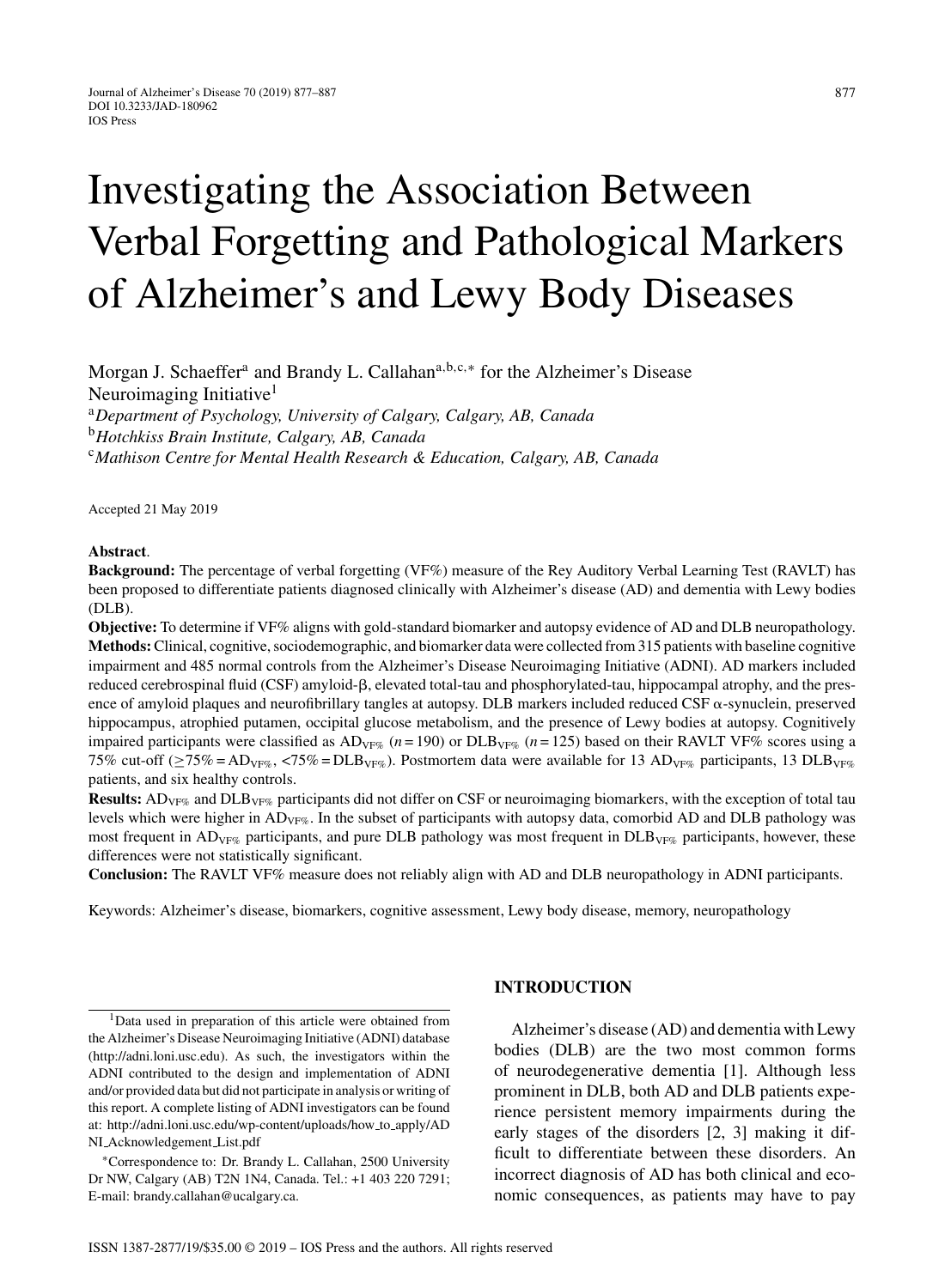# Investigating the Association Between Verbal Forgetting and Pathological Markers of Alzheimer's and Lewy Body Diseases

Morgan J. Schaeffer[a] and Brandy L. Callahan[a,b,c,*] for the Alzheimer's Disease Neuroimaging Initiative[1]

[a]*Department of Psychology, University of Calgary, Calgary, AB, Canada*
[b]*Hotchkiss Brain Institute, Calgary, AB, Canada*
[c]*Mathison Centre for Mental Health Research & Education, Calgary, AB, Canada*

Accepted 21 May 2019

**Abstract**.

**Background:** The percentage of verbal forgetting (VF%) measure of the Rey Auditory Verbal Learning Test (RAVLT) has been proposed to differentiate patients diagnosed clinically with Alzheimer's disease (AD) and dementia with Lewy bodies (DLB).

**Objective:** To determine if VF% aligns with gold-standard biomarker and autopsy evidence of AD and DLB neuropathology.

**Methods:** Clinical, cognitive, sociodemographic, and biomarker data were collected from 315 patients with baseline cognitive impairment and 485 normal controls from the Alzheimer's Disease Neuroimaging Initiative (ADNI). AD markers included reduced cerebrospinal fluid (CSF) amyloid-β, elevated total-tau and phosphorylated-tau, hippocampal atrophy, and the presence of amyloid plaques and neurofibrillary tangles at autopsy. DLB markers included reduced CSF α-synuclein, preserved hippocampus, atrophied putamen, occipital glucose metabolism, and the presence of Lewy bodies at autopsy. Cognitively impaired participants were classified as $AD_{VF\%}$ ($n = 190$) or $DLB_{VF\%}$ ($n = 125$) based on their RAVLT VF% scores using a 75% cut-off ($\geq 75\% = AD_{VF\%}$, $<75\% = DLB_{VF\%}$). Postmortem data were available for 13 $AD_{VF\%}$ participants, 13 $DLB_{VF\%}$ patients, and six healthy controls.

**Results:** $AD_{VF\%}$ and $DLB_{VF\%}$ participants did not differ on CSF or neuroimaging biomarkers, with the exception of total tau levels which were higher in $AD_{VF\%}$. In the subset of participants with autopsy data, comorbid AD and DLB pathology was most frequent in $AD_{VF\%}$ participants, and pure DLB pathology was most frequent in $DLB_{VF\%}$ participants, however, these differences were not statistically significant.

**Conclusion:** The RAVLT VF% measure does not reliably align with AD and DLB neuropathology in ADNI participants.

Keywords: Alzheimer's disease, biomarkers, cognitive assessment, Lewy body disease, memory, neuropathology

[1]Data used in preparation of this article were obtained from the Alzheimer's Disease Neuroimaging Initiative (ADNI) database (http://adni.loni.usc.edu). As such, the investigators within the ADNI contributed to the design and implementation of ADNI and/or provided data but did not participate in analysis or writing of this report. A complete listing of ADNI investigators can be found at: http://adni.loni.usc.edu/wp-content/uploads/how_to_apply/ADNI_Acknowledgement_List.pdf

*Correspondence to: Dr. Brandy L. Callahan, 2500 University Dr NW, Calgary (AB) T2N 1N4, Canada. Tel.: +1 403 220 7291; E-mail: brandy.callahan@ucalgary.ca.

## INTRODUCTION

Alzheimer's disease (AD) and dementia with Lewy bodies (DLB) are the two most common forms of neurodegenerative dementia [1]. Although less prominent in DLB, both AD and DLB patients experience persistent memory impairments during the early stages of the disorders [2, 3] making it difficult to differentiate between these disorders. An incorrect diagnosis of AD has both clinical and economic consequences, as patients may have to pay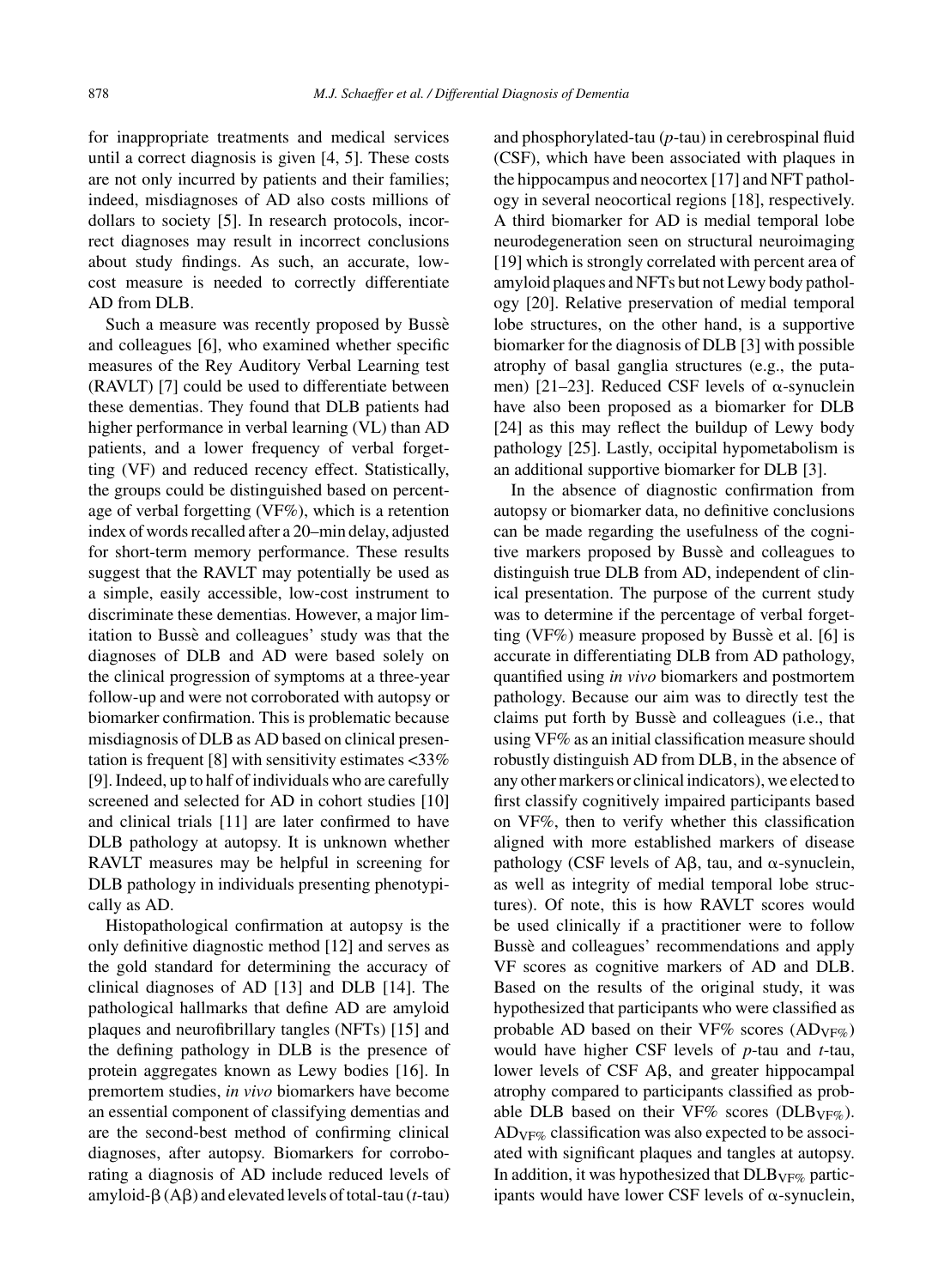for inappropriate treatments and medical services until a correct diagnosis is given [4, 5]. These costs are not only incurred by patients and their families; indeed, misdiagnoses of AD also costs millions of dollars to society [5]. In research protocols, incorrect diagnoses may result in incorrect conclusions about study findings. As such, an accurate, low-cost measure is needed to correctly differentiate AD from DLB.

Such a measure was recently proposed by Bussè and colleagues [6], who examined whether specific measures of the Rey Auditory Verbal Learning test (RAVLT) [7] could be used to differentiate between these dementias. They found that DLB patients had higher performance in verbal learning (VL) than AD patients, and a lower frequency of verbal forgetting (VF) and reduced recency effect. Statistically, the groups could be distinguished based on percentage of verbal forgetting (VF%), which is a retention index of words recalled after a 20–min delay, adjusted for short-term memory performance. These results suggest that the RAVLT may potentially be used as a simple, easily accessible, low-cost instrument to discriminate these dementias. However, a major limitation to Bussè and colleagues' study was that the diagnoses of DLB and AD were based solely on the clinical progression of symptoms at a three-year follow-up and were not corroborated with autopsy or biomarker confirmation. This is problematic because misdiagnosis of DLB as AD based on clinical presentation is frequent [8] with sensitivity estimates <33% [9]. Indeed, up to half of individuals who are carefully screened and selected for AD in cohort studies [10] and clinical trials [11] are later confirmed to have DLB pathology at autopsy. It is unknown whether RAVLT measures may be helpful in screening for DLB pathology in individuals presenting phenotypically as AD.

Histopathological confirmation at autopsy is the only definitive diagnostic method [12] and serves as the gold standard for determining the accuracy of clinical diagnoses of AD [13] and DLB [14]. The pathological hallmarks that define AD are amyloid plaques and neurofibrillary tangles (NFTs) [15] and the defining pathology in DLB is the presence of protein aggregates known as Lewy bodies [16]. In premortem studies, *in vivo* biomarkers have become an essential component of classifying dementias and are the second-best method of confirming clinical diagnoses, after autopsy. Biomarkers for corroborating a diagnosis of AD include reduced levels of amyloid-β (Aβ) and elevated levels of total-tau (*t*-tau) and phosphorylated-tau (*p*-tau) in cerebrospinal fluid (CSF), which have been associated with plaques in the hippocampus and neocortex [17] and NFT pathology in several neocortical regions [18], respectively. A third biomarker for AD is medial temporal lobe neurodegeneration seen on structural neuroimaging [19] which is strongly correlated with percent area of amyloid plaques and NFTs but not Lewy body pathology [20]. Relative preservation of medial temporal lobe structures, on the other hand, is a supportive biomarker for the diagnosis of DLB [3] with possible atrophy of basal ganglia structures (e.g., the putamen) [21–23]. Reduced CSF levels of α-synuclein have also been proposed as a biomarker for DLB [24] as this may reflect the buildup of Lewy body pathology [25]. Lastly, occipital hypometabolism is an additional supportive biomarker for DLB [3].

In the absence of diagnostic confirmation from autopsy or biomarker data, no definitive conclusions can be made regarding the usefulness of the cognitive markers proposed by Bussè and colleagues to distinguish true DLB from AD, independent of clinical presentation. The purpose of the current study was to determine if the percentage of verbal forgetting (VF%) measure proposed by Bussè et al. [6] is accurate in differentiating DLB from AD pathology, quantified using *in vivo* biomarkers and postmortem pathology. Because our aim was to directly test the claims put forth by Bussè and colleagues (i.e., that using VF% as an initial classification measure should robustly distinguish AD from DLB, in the absence of any other markers or clinical indicators), we elected to first classify cognitively impaired participants based on VF%, then to verify whether this classification aligned with more established markers of disease pathology (CSF levels of Aβ, tau, and α-synuclein, as well as integrity of medial temporal lobe structures). Of note, this is how RAVLT scores would be used clinically if a practitioner were to follow Bussè and colleagues' recommendations and apply VF scores as cognitive markers of AD and DLB. Based on the results of the original study, it was hypothesized that participants who were classified as probable AD based on their VF% scores ($AD_{VF\%}$) would have higher CSF levels of *p*-tau and *t*-tau, lower levels of CSF Aβ, and greater hippocampal atrophy compared to participants classified as probable DLB based on their VF% scores ($DLB_{VF\%}$). $AD_{VF\%}$ classification was also expected to be associated with significant plaques and tangles at autopsy. In addition, it was hypothesized that $DLB_{VF\%}$ participants would have lower CSF levels of α-synuclein,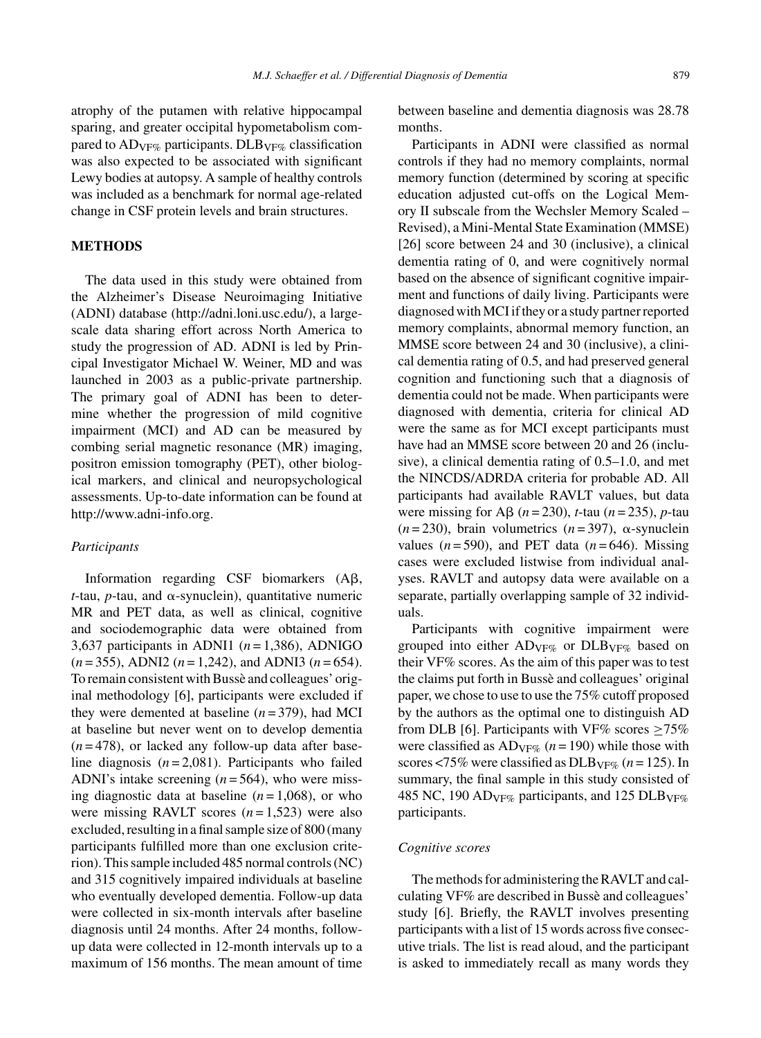atrophy of the putamen with relative hippocampal sparing, and greater occipital hypometabolism compared to $AD_{VF\%}$ participants. $DLB_{VF\%}$ classification was also expected to be associated with significant Lewy bodies at autopsy. A sample of healthy controls was included as a benchmark for normal age-related change in CSF protein levels and brain structures.

## METHODS

The data used in this study were obtained from the Alzheimer's Disease Neuroimaging Initiative (ADNI) database (http://adni.loni.usc.edu/), a large-scale data sharing effort across North America to study the progression of AD. ADNI is led by Principal Investigator Michael W. Weiner, MD and was launched in 2003 as a public-private partnership. The primary goal of ADNI has been to determine whether the progression of mild cognitive impairment (MCI) and AD can be measured by combing serial magnetic resonance (MR) imaging, positron emission tomography (PET), other biological markers, and clinical and neuropsychological assessments. Up-to-date information can be found at http://www.adni-info.org.

### *Participants*

Information regarding CSF biomarkers (Aβ, *t*-tau, *p*-tau, and α-synuclein), quantitative numeric MR and PET data, as well as clinical, cognitive and sociodemographic data were obtained from 3,637 participants in ADNI1 ($n$ = 1,386), ADNIGO ($n$ = 355), ADNI2 ($n$ = 1,242), and ADNI3 ($n$ = 654). To remain consistent with Bussè and colleagues' original methodology [6], participants were excluded if they were demented at baseline ($n$ = 379), had MCI at baseline but never went on to develop dementia ($n$ = 478), or lacked any follow-up data after baseline diagnosis ($n$ = 2,081). Participants who failed ADNI's intake screening ($n$ = 564), who were missing diagnostic data at baseline ($n$ = 1,068), or who were missing RAVLT scores ($n$ = 1,523) were also excluded, resulting in a final sample size of 800 (many participants fulfilled more than one exclusion criterion). This sample included 485 normal controls (NC) and 315 cognitively impaired individuals at baseline who eventually developed dementia. Follow-up data were collected in six-month intervals after baseline diagnosis until 24 months. After 24 months, follow-up data were collected in 12-month intervals up to a maximum of 156 months. The mean amount of time between baseline and dementia diagnosis was 28.78 months.

Participants in ADNI were classified as normal controls if they had no memory complaints, normal memory function (determined by scoring at specific education adjusted cut-offs on the Logical Memory II subscale from the Wechsler Memory Scaled – Revised), a Mini-Mental State Examination (MMSE) [26] score between 24 and 30 (inclusive), a clinical dementia rating of 0, and were cognitively normal based on the absence of significant cognitive impairment and functions of daily living. Participants were diagnosed with MCI if they or a study partner reported memory complaints, abnormal memory function, an MMSE score between 24 and 30 (inclusive), a clinical dementia rating of 0.5, and had preserved general cognition and functioning such that a diagnosis of dementia could not be made. When participants were diagnosed with dementia, criteria for clinical AD were the same as for MCI except participants must have had an MMSE score between 20 and 26 (inclusive), a clinical dementia rating of 0.5–1.0, and met the NINCDS/ADRDA criteria for probable AD. All participants had available RAVLT values, but data were missing for Aβ ($n$ = 230), *t*-tau ($n$ = 235), *p*-tau ($n$ = 230), brain volumetrics ($n$ = 397), α-synuclein values ($n$ = 590), and PET data ($n$ = 646). Missing cases were excluded listwise from individual analyses. RAVLT and autopsy data were available on a separate, partially overlapping sample of 32 individuals.

Participants with cognitive impairment were grouped into either $AD_{VF\%}$ or $DLB_{VF\%}$ based on their VF% scores. As the aim of this paper was to test the claims put forth in Bussè and colleagues' original paper, we chose to use to use the 75% cutoff proposed by the authors as the optimal one to distinguish AD from DLB [6]. Participants with VF% scores ≥75% were classified as $AD_{VF\%}$ ($n$ = 190) while those with scores <75% were classified as $DLB_{VF\%}$ ($n$ = 125). In summary, the final sample in this study consisted of 485 NC, 190 $AD_{VF\%}$ participants, and 125 $DLB_{VF\%}$ participants.

### *Cognitive scores*

The methods for administering the RAVLT and calculating VF% are described in Bussè and colleagues' study [6]. Briefly, the RAVLT involves presenting participants with a list of 15 words across five consecutive trials. The list is read aloud, and the participant is asked to immediately recall as many words they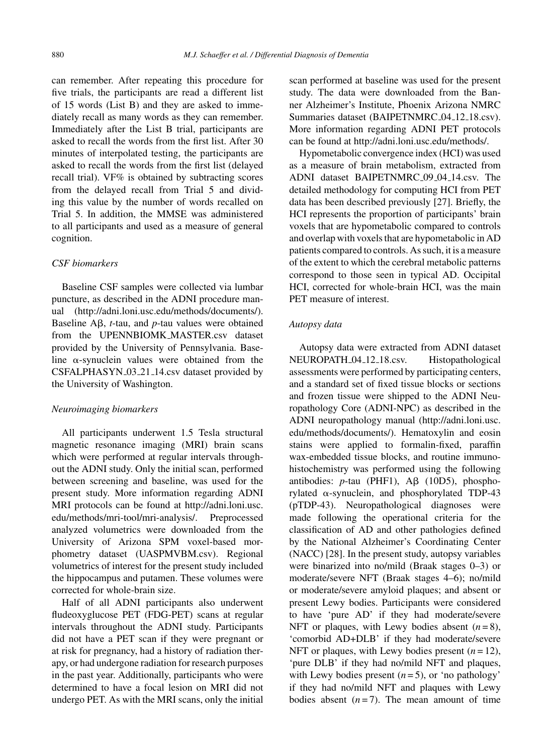can remember. After repeating this procedure for five trials, the participants are read a different list of 15 words (List B) and they are asked to immediately recall as many words as they can remember. Immediately after the List B trial, participants are asked to recall the words from the first list. After 30 minutes of interpolated testing, the participants are asked to recall the words from the first list (delayed recall trial). VF% is obtained by subtracting scores from the delayed recall from Trial 5 and dividing this value by the number of words recalled on Trial 5. In addition, the MMSE was administered to all participants and used as a measure of general cognition.

### *CSF biomarkers*

Baseline CSF samples were collected via lumbar puncture, as described in the ADNI procedure manual (http://adni.loni.usc.edu/methods/documents/). Baseline Aβ, *t*-tau, and *p*-tau values were obtained from the UPENNBIOMK_MASTER.csv dataset provided by the University of Pennsylvania. Baseline α-synuclein values were obtained from the CSFALPHASYN_03_21_14.csv dataset provided by the University of Washington.

### *Neuroimaging biomarkers*

All participants underwent 1.5 Tesla structural magnetic resonance imaging (MRI) brain scans which were performed at regular intervals throughout the ADNI study. Only the initial scan, performed between screening and baseline, was used for the present study. More information regarding ADNI MRI protocols can be found at http://adni.loni.usc.edu/methods/mri-tool/mri-analysis/. Preprocessed analyzed volumetrics were downloaded from the University of Arizona SPM voxel-based morphometry dataset (UASPMVBM.csv). Regional volumetrics of interest for the present study included the hippocampus and putamen. These volumes were corrected for whole-brain size.

Half of all ADNI participants also underwent fludeoxyglucose PET (FDG-PET) scans at regular intervals throughout the ADNI study. Participants did not have a PET scan if they were pregnant or at risk for pregnancy, had a history of radiation therapy, or had undergone radiation for research purposes in the past year. Additionally, participants who were determined to have a focal lesion on MRI did not undergo PET. As with the MRI scans, only the initial scan performed at baseline was used for the present study. The data were downloaded from the Banner Alzheimer's Institute, Phoenix Arizona NMRC Summaries dataset (BAIPETNMRC_04_12_18.csv). More information regarding ADNI PET protocols can be found at http://adni.loni.usc.edu/methods/.

Hypometabolic convergence index (HCI) was used as a measure of brain metabolism, extracted from ADNI dataset BAIPETNMRC_09_04_14.csv. The detailed methodology for computing HCI from PET data has been described previously [27]. Briefly, the HCI represents the proportion of participants' brain voxels that are hypometabolic compared to controls and overlap with voxels that are hypometabolic in AD patients compared to controls. As such, it is a measure of the extent to which the cerebral metabolic patterns correspond to those seen in typical AD. Occipital HCI, corrected for whole-brain HCI, was the main PET measure of interest.

### *Autopsy data*

Autopsy data were extracted from ADNI dataset NEUROPATH_04_12_18.csv. Histopathological assessments were performed by participating centers, and a standard set of fixed tissue blocks or sections and frozen tissue were shipped to the ADNI Neuropathology Core (ADNI-NPC) as described in the ADNI neuropathology manual (http://adni.loni.usc.edu/methods/documents/). Hematoxylin and eosin stains were applied to formalin-fixed, paraffin wax-embedded tissue blocks, and routine immunohistochemistry was performed using the following antibodies: *p*-tau (PHF1), Aβ (10D5), phosphorylated α-synuclein, and phosphorylated TDP-43 (pTDP-43). Neuropathological diagnoses were made following the operational criteria for the classification of AD and other pathologies defined by the National Alzheimer's Coordinating Center (NACC) [28]. In the present study, autopsy variables were binarized into no/mild (Braak stages 0–3) or moderate/severe NFT (Braak stages 4–6); no/mild or moderate/severe amyloid plaques; and absent or present Lewy bodies. Participants were considered to have 'pure AD' if they had moderate/severe NFT or plaques, with Lewy bodies absent ($n = 8$), 'comorbid AD+DLB' if they had moderate/severe NFT or plaques, with Lewy bodies present ($n = 12$), 'pure DLB' if they had no/mild NFT and plaques, with Lewy bodies present ($n = 5$), or 'no pathology' if they had no/mild NFT and plaques with Lewy bodies absent ($n = 7$). The mean amount of time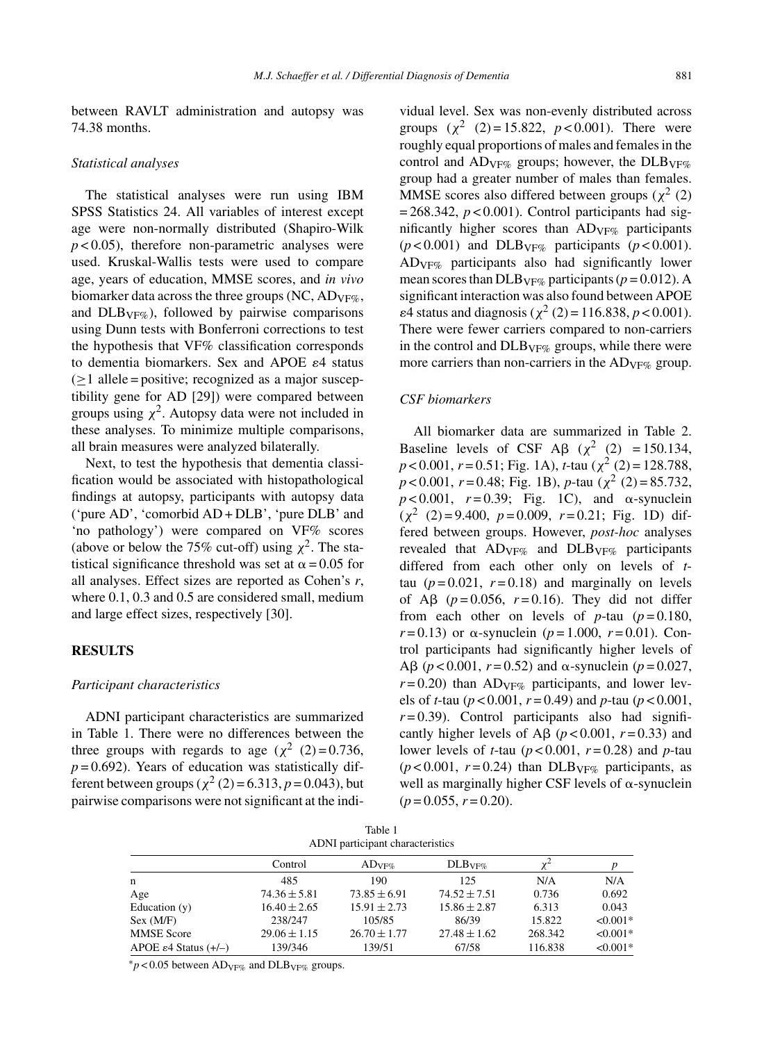between RAVLT administration and autopsy was 74.38 months.

### *Statistical analyses*

The statistical analyses were run using IBM SPSS Statistics 24. All variables of interest except age were non-normally distributed (Shapiro-Wilk $p < 0.05$), therefore non-parametric analyses were used. Kruskal-Wallis tests were used to compare age, years of education, MMSE scores, and *in vivo* biomarker data across the three groups (NC, $AD_{VF\%}$, and $DLB_{VF\%}$), followed by pairwise comparisons using Dunn tests with Bonferroni corrections to test the hypothesis that VF% classification corresponds to dementia biomarkers. Sex and APOE $\varepsilon 4$ status ($\geq 1$ allele = positive; recognized as a major susceptibility gene for AD [29]) were compared between groups using $\chi^2$. Autopsy data were not included in these analyses. To minimize multiple comparisons, all brain measures were analyzed bilaterally.

Next, to test the hypothesis that dementia classification would be associated with histopathological findings at autopsy, participants with autopsy data ('pure AD', 'comorbid AD + DLB', 'pure DLB' and 'no pathology') were compared on VF% scores (above or below the 75% cut-off) using $\chi^2$. The statistical significance threshold was set at $\alpha = 0.05$ for all analyses. Effect sizes are reported as Cohen's *r*, where 0.1, 0.3 and 0.5 are considered small, medium and large effect sizes, respectively [30].

## RESULTS

### *Participant characteristics*

ADNI participant characteristics are summarized in Table 1. There were no differences between the three groups with regards to age ($\chi^2$ (2) = 0.736, $p = 0.692$). Years of education was statistically different between groups ($\chi^2$ (2) = 6.313, $p = 0.043$), but pairwise comparisons were not significant at the individual level. Sex was non-evenly distributed across groups ($\chi^2$ (2) = 15.822, $p < 0.001$). There were roughly equal proportions of males and females in the control and $AD_{VF\%}$ groups; however, the $DLB_{VF\%}$ group had a greater number of males than females. MMSE scores also differed between groups ($\chi^2$ (2) = 268.342, $p < 0.001$). Control participants had significantly higher scores than $AD_{VF\%}$ participants ($p < 0.001$) and $DLB_{VF\%}$ participants ($p < 0.001$). $AD_{VF\%}$ participants also had significantly lower mean scores than $DLB_{VF\%}$ participants ($p = 0.012$). A significant interaction was also found between APOE $\varepsilon 4$ status and diagnosis ($\chi^2$ (2) = 116.838, $p < 0.001$). There were fewer carriers compared to non-carriers in the control and $DLB_{VF\%}$ groups, while there were more carriers than non-carriers in the $AD_{VF\%}$ group.

### *CSF biomarkers*

All biomarker data are summarized in Table 2. Baseline levels of CSF Aβ ($\chi^2$ (2) = 150.134, $p < 0.001$, $r = 0.51$; Fig. 1A), *t*-tau ($\chi^2$ (2) = 128.788, $p < 0.001$, $r = 0.48$; Fig. 1B), *p*-tau ($\chi^2$ (2) = 85.732, $p < 0.001$, $r = 0.39$; Fig. 1C), and α-synuclein ($\chi^2$ (2) = 9.400, $p = 0.009$, $r = 0.21$; Fig. 1D) differed between groups. However, *post-hoc* analyses revealed that $AD_{VF\%}$ and $DLB_{VF\%}$ participants differed from each other only on levels of *t*-tau ($p = 0.021$, $r = 0.18$) and marginally on levels of Aβ ($p = 0.056$, $r = 0.16$). They did not differ from each other on levels of *p*-tau ($p = 0.180$, $r = 0.13$) or α-synuclein ($p = 1.000$, $r = 0.01$). Control participants had significantly higher levels of Aβ ($p < 0.001$, $r = 0.52$) and α-synuclein ($p = 0.027$, $r = 0.20$) than $AD_{VF\%}$ participants, and lower levels of *t*-tau ($p < 0.001$, $r = 0.49$) and *p*-tau ($p < 0.001$, $r = 0.39$). Control participants also had significantly higher levels of Aβ ($p < 0.001$, $r = 0.33$) and lower levels of *t*-tau ($p < 0.001$, $r = 0.28$) and *p*-tau ($p < 0.001$, $r = 0.24$) than $DLB_{VF\%}$ participants, as well as marginally higher CSF levels of α-synuclein ($p = 0.055$, $r = 0.20$).

Table 1
ADNI participant characteristics

| | Control | $AD_{VF\%}$ | $DLB_{VF\%}$ | $\chi^2$ | $p$ |
|---|---|---|---|---|---|
| n | 485 | 190 | 125 | N/A | N/A |
| Age | 74.36 ± 5.81 | 73.85 ± 6.91 | 74.52 ± 7.51 | 0.736 | 0.692 |
| Education (y) | 16.40 ± 2.65 | 15.91 ± 2.73 | 15.86 ± 2.87 | 6.313 | 0.043 |
| Sex (M/F) | 238/247 | 105/85 | 86/39 | 15.822 | <0.001* |
| MMSE Score | 29.06 ± 1.15 | 26.70 ± 1.77 | 27.48 ± 1.62 | 268.342 | <0.001* |
| APOE $\varepsilon 4$ Status (+/–) | 139/346 | 139/51 | 67/58 | 116.838 | <0.001* |

*$p < 0.05$ between $AD_{VF\%}$ and $DLB_{VF\%}$ groups.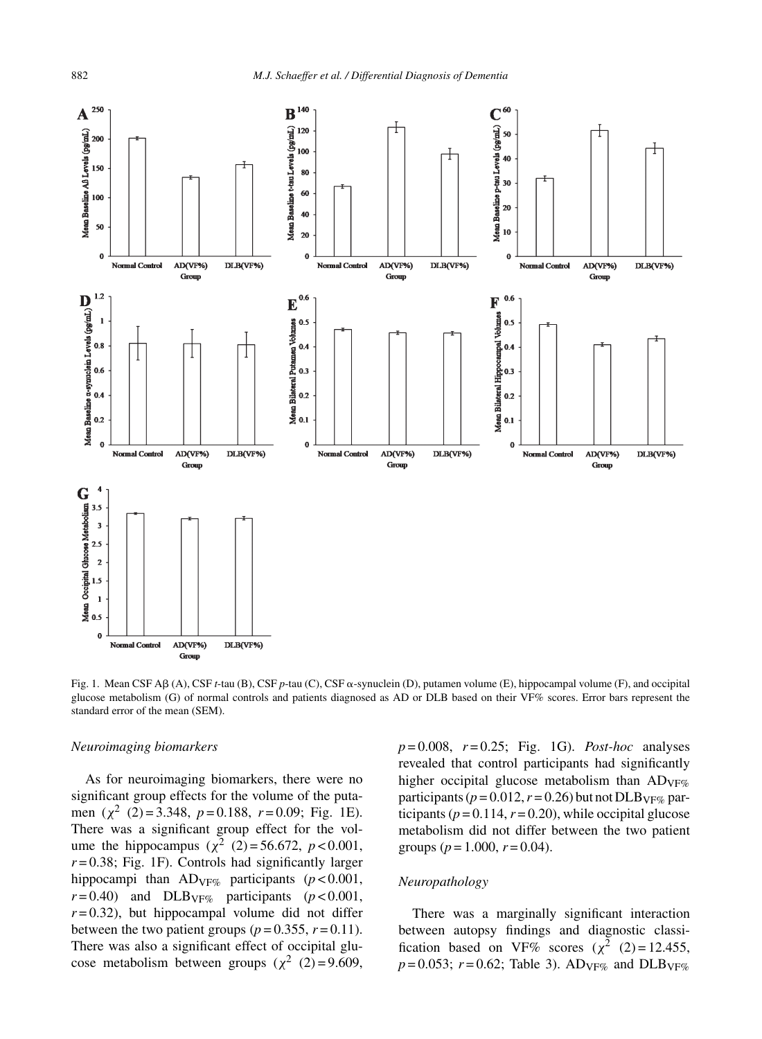Fig. 1. Mean CSF Aβ (A), CSF *t*-tau (B), CSF *p*-tau (C), CSF α-synuclein (D), putamen volume (E), hippocampal volume (F), and occipital glucose metabolism (G) of normal controls and patients diagnosed as AD or DLB based on their VF% scores. Error bars represent the standard error of the mean (SEM).

*Neuroimaging biomarkers*

As for neuroimaging biomarkers, there were no significant group effects for the volume of the putamen ($\chi^2$ (2) = 3.348, $p = 0.188$, $r = 0.09$; Fig. 1E). There was a significant group effect for the volume the hippocampus ($\chi^2$ (2) = 56.672, $p < 0.001$, $r = 0.38$; Fig. 1F). Controls had significantly larger hippocampi than $AD_{VF\%}$ participants ($p < 0.001$, $r = 0.40$) and $DLB_{VF\%}$ participants ($p < 0.001$, $r = 0.32$), but hippocampal volume did not differ between the two patient groups ($p = 0.355$, $r = 0.11$). There was also a significant effect of occipital glucose metabolism between groups ($\chi^2$ (2) = 9.609, $p = 0.008$, $r = 0.25$; Fig. 1G). *Post-hoc* analyses revealed that control participants had significantly higher occipital glucose metabolism than $AD_{VF\%}$ participants ($p = 0.012$, $r = 0.26$) but not $DLB_{VF\%}$ participants ($p = 0.114$, $r = 0.20$), while occipital glucose metabolism did not differ between the two patient groups ($p = 1.000$, $r = 0.04$).

*Neuropathology*

There was a marginally significant interaction between autopsy findings and diagnostic classification based on VF% scores ($\chi^2$ (2) = 12.455, $p = 0.053$; $r = 0.62$; Table 3). $AD_{VF\%}$ and $DLB_{VF\%}$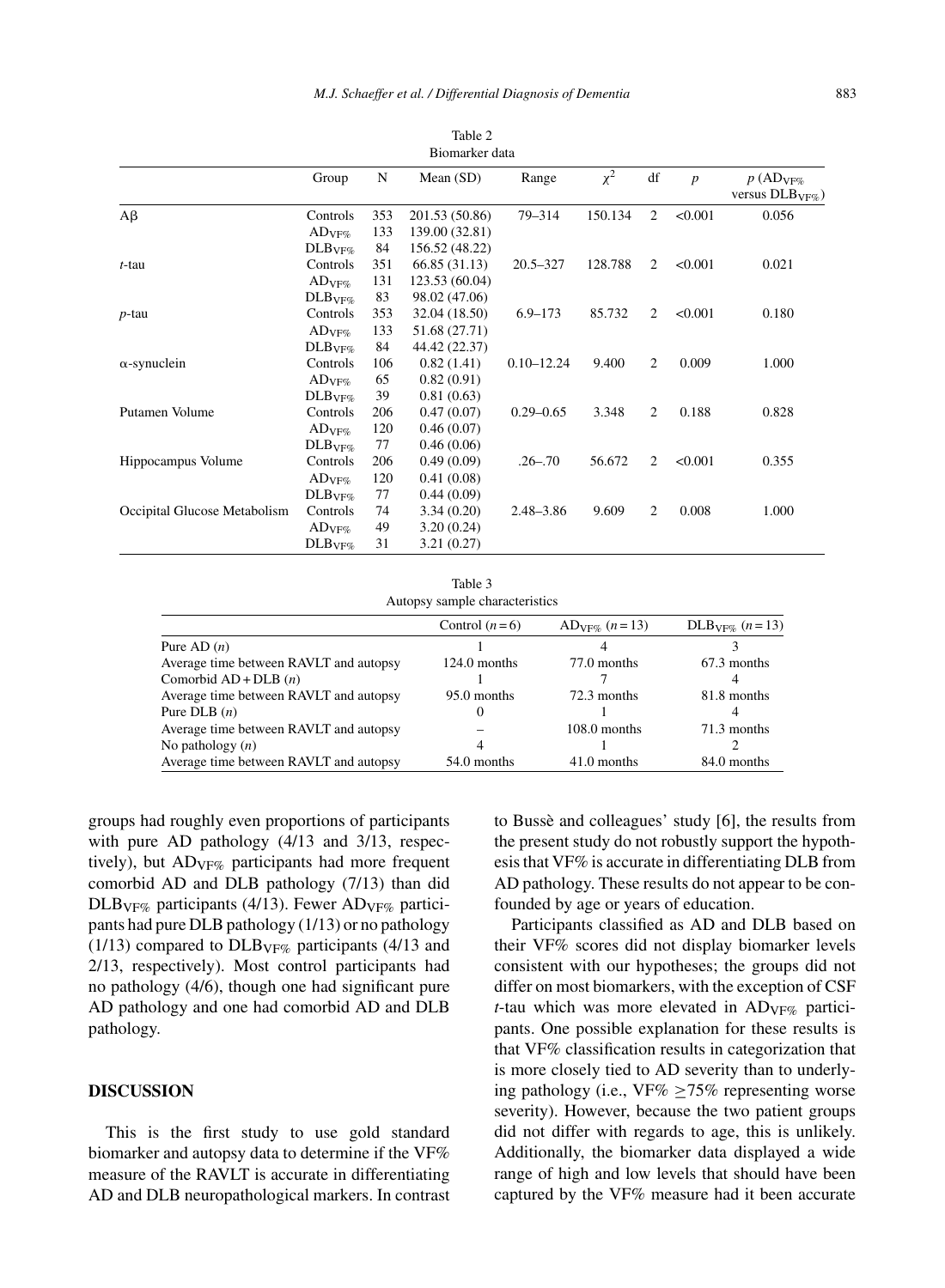Table 2
Biomarker data

| | Group | N | Mean (SD) | Range | $\chi^2$ | df | $p$ | $p$ ($AD_{VF\%}$ versus $DLB_{VF\%}$) |
|---|---|---|---|---|---|---|---|---|
| Aβ | Controls | 353 | 201.53 (50.86) | 79–314 | 150.134 | 2 | <0.001 | 0.056 |
| | $AD_{VF\%}$ | 133 | 139.00 (32.81) | | | | | |
| | $DLB_{VF\%}$ | 84 | 156.52 (48.22) | | | | | |
| *t*-tau | Controls | 351 | 66.85 (31.13) | 20.5–327 | 128.788 | 2 | <0.001 | 0.021 |
| | $AD_{VF\%}$ | 131 | 123.53 (60.04) | | | | | |
| | $DLB_{VF\%}$ | 83 | 98.02 (47.06) | | | | | |
| *p*-tau | Controls | 353 | 32.04 (18.50) | 6.9–173 | 85.732 | 2 | <0.001 | 0.180 |
| | $AD_{VF\%}$ | 133 | 51.68 (27.71) | | | | | |
| | $DLB_{VF\%}$ | 84 | 44.42 (22.37) | | | | | |
| α-synuclein | Controls | 106 | 0.82 (1.41) | 0.10–12.24 | 9.400 | 2 | 0.009 | 1.000 |
| | $AD_{VF\%}$ | 65 | 0.82 (0.91) | | | | | |
| | $DLB_{VF\%}$ | 39 | 0.81 (0.63) | | | | | |
| Putamen Volume | Controls | 206 | 0.47 (0.07) | 0.29–0.65 | 3.348 | 2 | 0.188 | 0.828 |
| | $AD_{VF\%}$ | 120 | 0.46 (0.07) | | | | | |
| | $DLB_{VF\%}$ | 77 | 0.46 (0.06) | | | | | |
| Hippocampus Volume | Controls | 206 | 0.49 (0.09) | .26–.70 | 56.672 | 2 | <0.001 | 0.355 |
| | $AD_{VF\%}$ | 120 | 0.41 (0.08) | | | | | |
| | $DLB_{VF\%}$ | 77 | 0.44 (0.09) | | | | | |
| Occipital Glucose Metabolism | Controls | 74 | 3.34 (0.20) | 2.48–3.86 | 9.609 | 2 | 0.008 | 1.000 |
| | $AD_{VF\%}$ | 49 | 3.20 (0.24) | | | | | |
| | $DLB_{VF\%}$ | 31 | 3.21 (0.27) | | | | | |

Table 3
Autopsy sample characteristics

| | Control ($n$ = 6) | $AD_{VF\%}$ ($n$ = 13) | $DLB_{VF\%}$ ($n$ = 13) |
|---|---|---|---|
| Pure AD ($n$) | 1 | 4 | 3 |
| Average time between RAVLT and autopsy | 124.0 months | 77.0 months | 67.3 months |
| Comorbid AD + DLB ($n$) | 1 | 7 | 4 |
| Average time between RAVLT and autopsy | 95.0 months | 72.3 months | 81.8 months |
| Pure DLB ($n$) | 0 | 1 | 4 |
| Average time between RAVLT and autopsy | – | 108.0 months | 71.3 months |
| No pathology ($n$) | 4 | 1 | 2 |
| Average time between RAVLT and autopsy | 54.0 months | 41.0 months | 84.0 months |

groups had roughly even proportions of participants with pure AD pathology (4/13 and 3/13, respectively), but $AD_{VF\%}$ participants had more frequent comorbid AD and DLB pathology (7/13) than did $DLB_{VF\%}$ participants (4/13). Fewer $AD_{VF\%}$ participants had pure DLB pathology (1/13) or no pathology (1/13) compared to $DLB_{VF\%}$ participants (4/13 and 2/13, respectively). Most control participants had no pathology (4/6), though one had significant pure AD pathology and one had comorbid AD and DLB pathology.

## DISCUSSION

This is the first study to use gold standard biomarker and autopsy data to determine if the VF% measure of the RAVLT is accurate in differentiating AD and DLB neuropathological markers. In contrast to Bussè and colleagues' study [6], the results from the present study do not robustly support the hypothesis that VF% is accurate in differentiating DLB from AD pathology. These results do not appear to be confounded by age or years of education.

Participants classified as AD and DLB based on their VF% scores did not display biomarker levels consistent with our hypotheses; the groups did not differ on most biomarkers, with the exception of CSF *t*-tau which was more elevated in $AD_{VF\%}$ participants. One possible explanation for these results is that VF% classification results in categorization that is more closely tied to AD severity than to underlying pathology (i.e., VF% $\geq$75% representing worse severity). However, because the two patient groups did not differ with regards to age, this is unlikely. Additionally, the biomarker data displayed a wide range of high and low levels that should have been captured by the VF% measure had it been accurate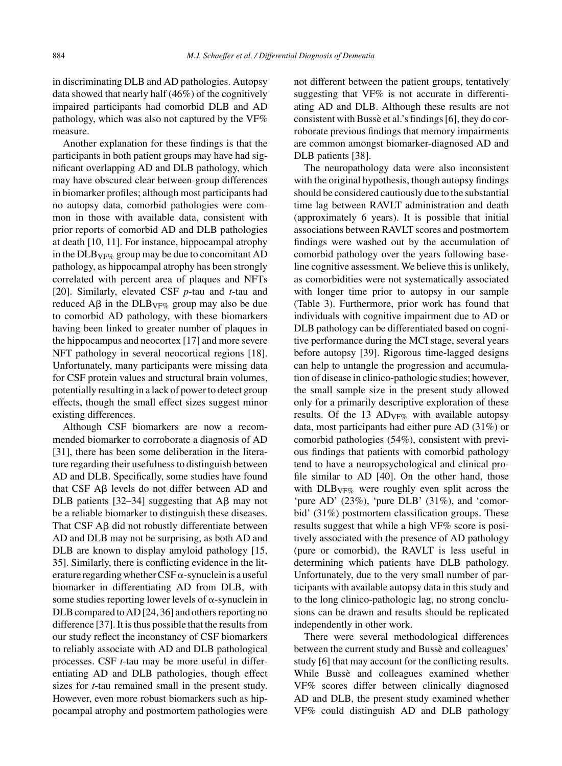in discriminating DLB and AD pathologies. Autopsy data showed that nearly half (46%) of the cognitively impaired participants had comorbid DLB and AD pathology, which was also not captured by the VF% measure.

Another explanation for these findings is that the participants in both patient groups may have had significant overlapping AD and DLB pathology, which may have obscured clear between-group differences in biomarker profiles; although most participants had no autopsy data, comorbid pathologies were common in those with available data, consistent with prior reports of comorbid AD and DLB pathologies at death [10, 11]. For instance, hippocampal atrophy in the $DLB_{VF\%}$ group may be due to concomitant AD pathology, as hippocampal atrophy has been strongly correlated with percent area of plaques and NFTs [20]. Similarly, elevated CSF *p*-tau and *t*-tau and reduced Aβ in the $DLB_{VF\%}$ group may also be due to comorbid AD pathology, with these biomarkers having been linked to greater number of plaques in the hippocampus and neocortex [17] and more severe NFT pathology in several neocortical regions [18]. Unfortunately, many participants were missing data for CSF protein values and structural brain volumes, potentially resulting in a lack of power to detect group effects, though the small effect sizes suggest minor existing differences.

Although CSF biomarkers are now a recommended biomarker to corroborate a diagnosis of AD [31], there has been some deliberation in the literature regarding their usefulness to distinguish between AD and DLB. Specifically, some studies have found that CSF Aβ levels do not differ between AD and DLB patients [32–34] suggesting that Aβ may not be a reliable biomarker to distinguish these diseases. That CSF Aβ did not robustly differentiate between AD and DLB may not be surprising, as both AD and DLB are known to display amyloid pathology [15, 35]. Similarly, there is conflicting evidence in the literature regarding whether CSF α-synuclein is a useful biomarker in differentiating AD from DLB, with some studies reporting lower levels of α-synuclein in DLB compared to AD [24, 36] and others reporting no difference [37]. It is thus possible that the results from our study reflect the inconstancy of CSF biomarkers to reliably associate with AD and DLB pathological processes. CSF *t*-tau may be more useful in differentiating AD and DLB pathologies, though effect sizes for *t*-tau remained small in the present study. However, even more robust biomarkers such as hippocampal atrophy and postmortem pathologies were not different between the patient groups, tentatively suggesting that VF% is not accurate in differentiating AD and DLB. Although these results are not consistent with Bussè et al.'s findings [6], they do corroborate previous findings that memory impairments are common amongst biomarker-diagnosed AD and DLB patients [38].

The neuropathology data were also inconsistent with the original hypothesis, though autopsy findings should be considered cautiously due to the substantial time lag between RAVLT administration and death (approximately 6 years). It is possible that initial associations between RAVLT scores and postmortem findings were washed out by the accumulation of comorbid pathology over the years following baseline cognitive assessment. We believe this is unlikely, as comorbidities were not systematically associated with longer time prior to autopsy in our sample (Table 3). Furthermore, prior work has found that individuals with cognitive impairment due to AD or DLB pathology can be differentiated based on cognitive performance during the MCI stage, several years before autopsy [39]. Rigorous time-lagged designs can help to untangle the progression and accumulation of disease in clinico-pathologic studies; however, the small sample size in the present study allowed only for a primarily descriptive exploration of these results. Of the 13 $AD_{VF\%}$ with available autopsy data, most participants had either pure AD (31%) or comorbid pathologies (54%), consistent with previous findings that patients with comorbid pathology tend to have a neuropsychological and clinical profile similar to AD [40]. On the other hand, those with $DLB_{VF\%}$ were roughly even split across the 'pure AD' (23%), 'pure DLB' (31%), and 'comorbid' (31%) postmortem classification groups. These results suggest that while a high VF% score is positively associated with the presence of AD pathology (pure or comorbid), the RAVLT is less useful in determining which patients have DLB pathology. Unfortunately, due to the very small number of participants with available autopsy data in this study and to the long clinico-pathologic lag, no strong conclusions can be drawn and results should be replicated independently in other work.

There were several methodological differences between the current study and Bussè and colleagues' study [6] that may account for the conflicting results. While Bussè and colleagues examined whether VF% scores differ between clinically diagnosed AD and DLB, the present study examined whether VF% could distinguish AD and DLB pathology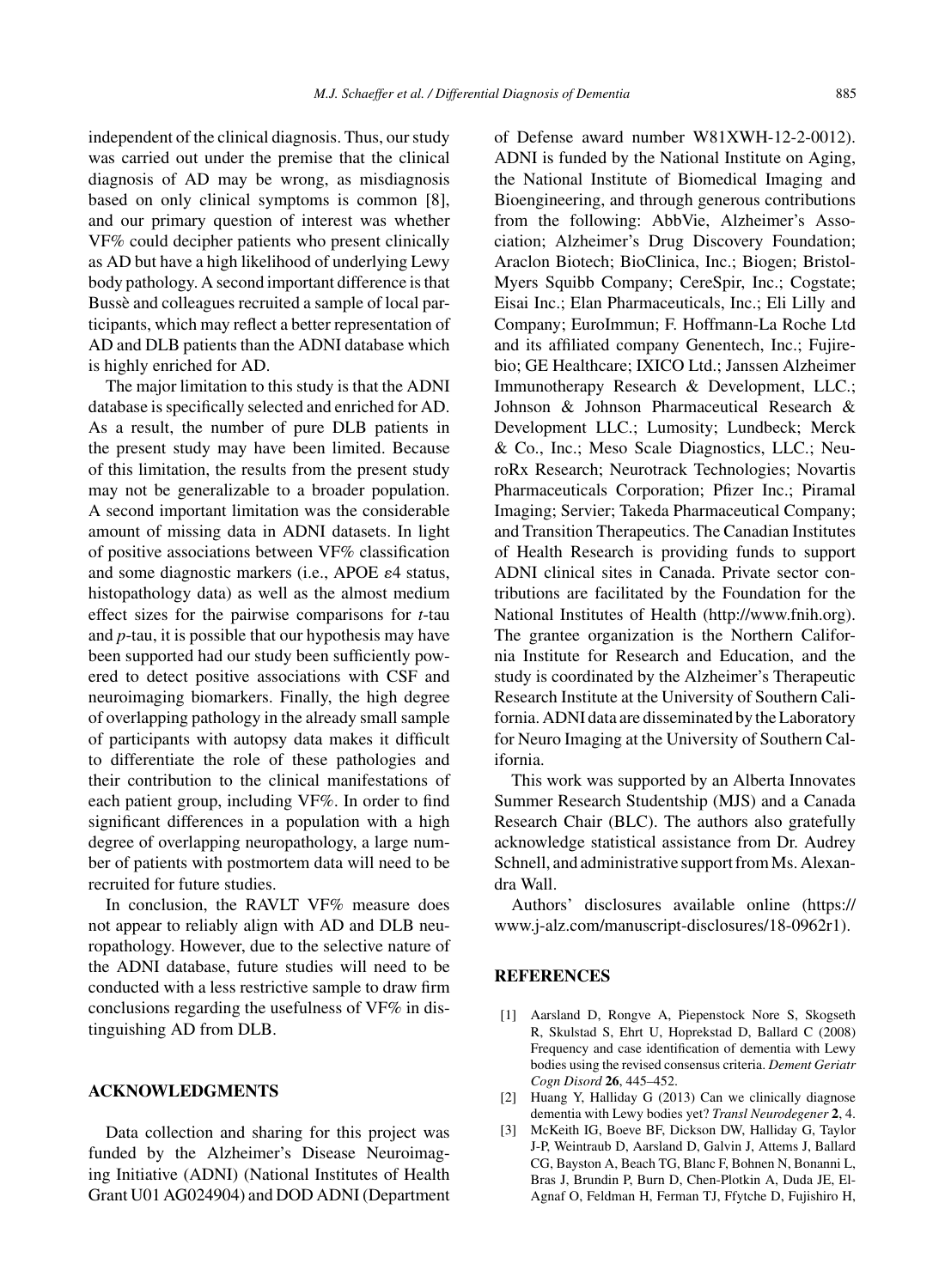independent of the clinical diagnosis. Thus, our study was carried out under the premise that the clinical diagnosis of AD may be wrong, as misdiagnosis based on only clinical symptoms is common [8], and our primary question of interest was whether VF% could decipher patients who present clinically as AD but have a high likelihood of underlying Lewy body pathology. A second important difference is that Bussè and colleagues recruited a sample of local participants, which may reflect a better representation of AD and DLB patients than the ADNI database which is highly enriched for AD.

The major limitation to this study is that the ADNI database is specifically selected and enriched for AD. As a result, the number of pure DLB patients in the present study may have been limited. Because of this limitation, the results from the present study may not be generalizable to a broader population. A second important limitation was the considerable amount of missing data in ADNI datasets. In light of positive associations between VF% classification and some diagnostic markers (i.e., APOE $\varepsilon 4$ status, histopathology data) as well as the almost medium effect sizes for the pairwise comparisons for *t*-tau and *p*-tau, it is possible that our hypothesis may have been supported had our study been sufficiently powered to detect positive associations with CSF and neuroimaging biomarkers. Finally, the high degree of overlapping pathology in the already small sample of participants with autopsy data makes it difficult to differentiate the role of these pathologies and their contribution to the clinical manifestations of each patient group, including VF%. In order to find significant differences in a population with a high degree of overlapping neuropathology, a large number of patients with postmortem data will need to be recruited for future studies.

In conclusion, the RAVLT VF% measure does not appear to reliably align with AD and DLB neuropathology. However, due to the selective nature of the ADNI database, future studies will need to be conducted with a less restrictive sample to draw firm conclusions regarding the usefulness of VF% in distinguishing AD from DLB.

## ACKNOWLEDGMENTS

Data collection and sharing for this project was funded by the Alzheimer's Disease Neuroimaging Initiative (ADNI) (National Institutes of Health Grant U01 AG024904) and DOD ADNI (Department of Defense award number W81XWH-12-2-0012). ADNI is funded by the National Institute on Aging, the National Institute of Biomedical Imaging and Bioengineering, and through generous contributions from the following: AbbVie, Alzheimer's Association; Alzheimer's Drug Discovery Foundation; Araclon Biotech; BioClinica, Inc.; Biogen; Bristol-Myers Squibb Company; CereSpir, Inc.; Cogstate; Eisai Inc.; Elan Pharmaceuticals, Inc.; Eli Lilly and Company; EuroImmun; F. Hoffmann-La Roche Ltd and its affiliated company Genentech, Inc.; Fujirebio; GE Healthcare; IXICO Ltd.; Janssen Alzheimer Immunotherapy Research & Development, LLC.; Johnson & Johnson Pharmaceutical Research & Development LLC.; Lumosity; Lundbeck; Merck & Co., Inc.; Meso Scale Diagnostics, LLC.; NeuroRx Research; Neurotrack Technologies; Novartis Pharmaceuticals Corporation; Pfizer Inc.; Piramal Imaging; Servier; Takeda Pharmaceutical Company; and Transition Therapeutics. The Canadian Institutes of Health Research is providing funds to support ADNI clinical sites in Canada. Private sector contributions are facilitated by the Foundation for the National Institutes of Health (http://www.fnih.org). The grantee organization is the Northern California Institute for Research and Education, and the study is coordinated by the Alzheimer's Therapeutic Research Institute at the University of Southern California. ADNI data are disseminated by the Laboratory for Neuro Imaging at the University of Southern California.

This work was supported by an Alberta Innovates Summer Research Studentship (MJS) and a Canada Research Chair (BLC). The authors also gratefully acknowledge statistical assistance from Dr. Audrey Schnell, and administrative support from Ms. Alexandra Wall.

Authors' disclosures available online (https://www.j-alz.com/manuscript-disclosures/18-0962r1).

## REFERENCES

[1] Aarsland D, Rongve A, Piepenstock Nore S, Skogseth R, Skulstad S, Ehrt U, Hoprekstad D, Ballard C (2008) Frequency and case identification of dementia with Lewy bodies using the revised consensus criteria. *Dement Geriatr Cogn Disord* **26**, 445–452.

[2] Huang Y, Halliday G (2013) Can we clinically diagnose dementia with Lewy bodies yet? *Transl Neurodegener* **2**, 4.

[3] McKeith IG, Boeve BF, Dickson DW, Halliday G, Taylor J-P, Weintraub D, Aarsland D, Galvin J, Attems J, Ballard CG, Bayston A, Beach TG, Blanc F, Bohnen N, Bonanni L, Bras J, Brundin P, Burn D, Chen-Plotkin A, Duda JE, El-Agnaf O, Feldman H, Ferman TJ, Ffytche D, Fujishiro H,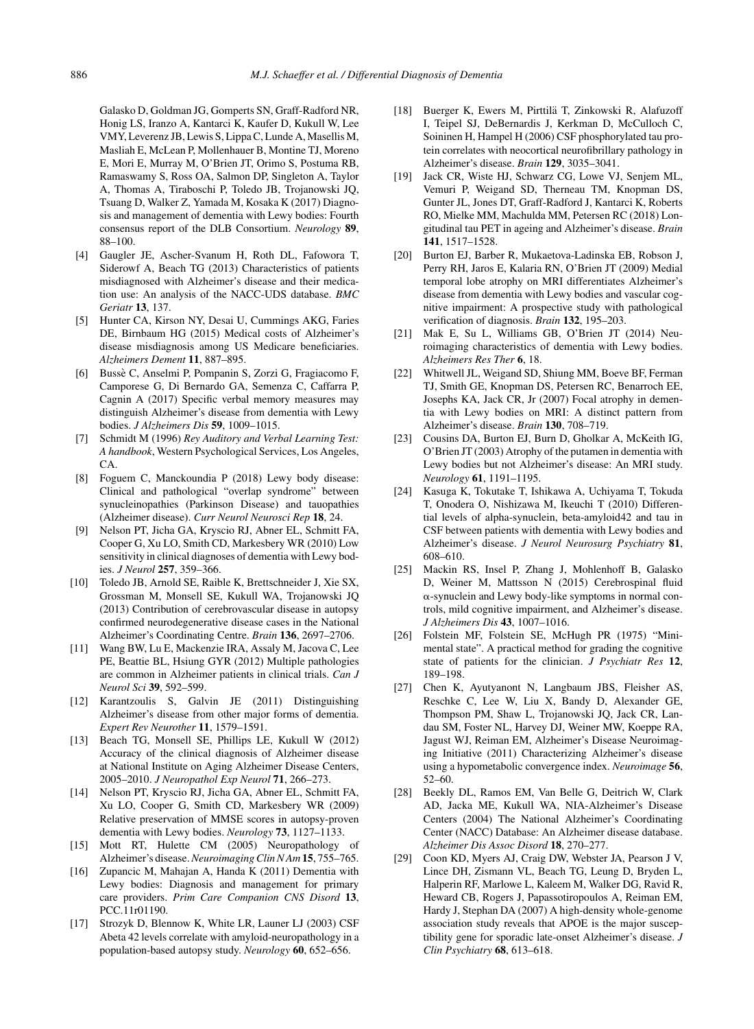Galasko D, Goldman JG, Gomperts SN, Graff-Radford NR, Honig LS, Iranzo A, Kantarci K, Kaufer D, Kukull W, Lee VMY, Leverenz JB, Lewis S, Lippa C, Lunde A, Masellis M, Masliah E, McLean P, Mollenhauer B, Montine TJ, Moreno E, Mori E, Murray M, O'Brien JT, Orimo S, Postuma RB, Ramaswamy S, Ross OA, Salmon DP, Singleton A, Taylor A, Thomas A, Tiraboschi P, Toledo JB, Trojanowski JQ, Tsuang D, Walker Z, Yamada M, Kosaka K (2017) Diagnosis and management of dementia with Lewy bodies: Fourth consensus report of the DLB Consortium. *Neurology* **89**, 88–100.

[4] Gaugler JE, Ascher-Svanum H, Roth DL, Fafowora T, Siderowf A, Beach TG (2013) Characteristics of patients misdiagnosed with Alzheimer's disease and their medication use: An analysis of the NACC-UDS database. *BMC Geriatr* **13**, 137.

[5] Hunter CA, Kirson NY, Desai U, Cummings AKG, Faries DE, Birnbaum HG (2015) Medical costs of Alzheimer's disease misdiagnosis among US Medicare beneficiaries. *Alzheimers Dement* **11**, 887–895.

[6] Bussè C, Anselmi P, Pompanin S, Zorzi G, Fragiacomo F, Camporese G, Di Bernardo GA, Semenza C, Caffarra P, Cagnin A (2017) Specific verbal memory measures may distinguish Alzheimer's disease from dementia with Lewy bodies. *J Alzheimers Dis* **59**, 1009–1015.

[7] Schmidt M (1996) *Rey Auditory and Verbal Learning Test: A handbook*, Western Psychological Services, Los Angeles, CA.

[8] Foguem C, Manckoundia P (2018) Lewy body disease: Clinical and pathological "overlap syndrome" between synucleinopathies (Parkinson Disease) and tauopathies (Alzheimer disease). *Curr Neurol Neurosci Rep* **18**, 24.

[9] Nelson PT, Jicha GA, Kryscio RJ, Abner EL, Schmitt FA, Cooper G, Xu LO, Smith CD, Markesbery WR (2010) Low sensitivity in clinical diagnoses of dementia with Lewy bodies. *J Neurol* **257**, 359–366.

[10] Toledo JB, Arnold SE, Raible K, Brettschneider J, Xie SX, Grossman M, Monsell SE, Kukull WA, Trojanowski JQ (2013) Contribution of cerebrovascular disease in autopsy confirmed neurodegenerative disease cases in the National Alzheimer's Coordinating Centre. *Brain* **136**, 2697–2706.

[11] Wang BW, Lu E, Mackenzie IRA, Assaly M, Jacova C, Lee PE, Beattie BL, Hsiung GYR (2012) Multiple pathologies are common in Alzheimer patients in clinical trials. *Can J Neurol Sci* **39**, 592–599.

[12] Karantzoulis S, Galvin JE (2011) Distinguishing Alzheimer's disease from other major forms of dementia. *Expert Rev Neurother* **11**, 1579–1591.

[13] Beach TG, Monsell SE, Phillips LE, Kukull W (2012) Accuracy of the clinical diagnosis of Alzheimer disease at National Institute on Aging Alzheimer Disease Centers, 2005–2010. *J Neuropathol Exp Neurol* **71**, 266–273.

[14] Nelson PT, Kryscio RJ, Jicha GA, Abner EL, Schmitt FA, Xu LO, Cooper G, Smith CD, Markesbery WR (2009) Relative preservation of MMSE scores in autopsy-proven dementia with Lewy bodies. *Neurology* **73**, 1127–1133.

[15] Mott RT, Hulette CM (2005) Neuropathology of Alzheimer's disease. *Neuroimaging Clin N Am* **15**, 755–765.

[16] Zupancic M, Mahajan A, Handa K (2011) Dementia with Lewy bodies: Diagnosis and management for primary care providers. *Prim Care Companion CNS Disord* **13**, PCC.11r01190.

[17] Strozyk D, Blennow K, White LR, Launer LJ (2003) CSF Abeta 42 levels correlate with amyloid-neuropathology in a population-based autopsy study. *Neurology* **60**, 652–656.

[18] Buerger K, Ewers M, Pirttilä T, Zinkowski R, Alafuzoff I, Teipel SJ, DeBernardis J, Kerkman D, McCulloch C, Soininen H, Hampel H (2006) CSF phosphorylated tau protein correlates with neocortical neurofibrillary pathology in Alzheimer's disease. *Brain* **129**, 3035–3041.

[19] Jack CR, Wiste HJ, Schwarz CG, Lowe VJ, Senjem ML, Vemuri P, Weigand SD, Therneau TM, Knopman DS, Gunter JL, Jones DT, Graff-Radford J, Kantarci K, Roberts RO, Mielke MM, Machulda MM, Petersen RC (2018) Longitudinal tau PET in ageing and Alzheimer's disease. *Brain* **141**, 1517–1528.

[20] Burton EJ, Barber R, Mukaetova-Ladinska EB, Robson J, Perry RH, Jaros E, Kalaria RN, O'Brien JT (2009) Medial temporal lobe atrophy on MRI differentiates Alzheimer's disease from dementia with Lewy bodies and vascular cognitive impairment: A prospective study with pathological verification of diagnosis. *Brain* **132**, 195–203.

[21] Mak E, Su L, Williams GB, O'Brien JT (2014) Neuroimaging characteristics of dementia with Lewy bodies. *Alzheimers Res Ther* **6**, 18.

[22] Whitwell JL, Weigand SD, Shiung MM, Boeve BF, Ferman TJ, Smith GE, Knopman DS, Petersen RC, Benarroch EE, Josephs KA, Jack CR, Jr (2007) Focal atrophy in dementia with Lewy bodies on MRI: A distinct pattern from Alzheimer's disease. *Brain* **130**, 708–719.

[23] Cousins DA, Burton EJ, Burn D, Gholkar A, McKeith IG, O'Brien JT (2003) Atrophy of the putamen in dementia with Lewy bodies but not Alzheimer's disease: An MRI study. *Neurology* **61**, 1191–1195.

[24] Kasuga K, Tokutake T, Ishikawa A, Uchiyama T, Tokuda T, Onodera O, Nishizawa M, Ikeuchi T (2010) Differential levels of alpha-synuclein, beta-amyloid42 and tau in CSF between patients with dementia with Lewy bodies and Alzheimer's disease. *J Neurol Neurosurg Psychiatry* **81**, 608–610.

[25] Mackin RS, Insel P, Zhang J, Mohlenhoff B, Galasko D, Weiner M, Mattsson N (2015) Cerebrospinal fluid α-synuclein and Lewy body-like symptoms in normal controls, mild cognitive impairment, and Alzheimer's disease. *J Alzheimers Dis* **43**, 1007–1016.

[26] Folstein MF, Folstein SE, McHugh PR (1975) "Mini-mental state". A practical method for grading the cognitive state of patients for the clinician. *J Psychiatr Res* **12**, 189–198.

[27] Chen K, Ayutyanont N, Langbaum JBS, Fleisher AS, Reschke C, Lee W, Liu X, Bandy D, Alexander GE, Thompson PM, Shaw L, Trojanowski JQ, Jack CR, Landau SM, Foster NL, Harvey DJ, Weiner MW, Koeppe RA, Jagust WJ, Reiman EM, Alzheimer's Disease Neuroimaging Initiative (2011) Characterizing Alzheimer's disease using a hypometabolic convergence index. *Neuroimage* **56**, 52–60.

[28] Beekly DL, Ramos EM, Van Belle G, Deitrich W, Clark AD, Jacka ME, Kukull WA, NIA-Alzheimer's Disease Centers (2004) The National Alzheimer's Coordinating Center (NACC) Database: An Alzheimer disease database. *Alzheimer Dis Assoc Disord* **18**, 270–277.

[29] Coon KD, Myers AJ, Craig DW, Webster JA, Pearson J V, Lince DH, Zismann VL, Beach TG, Leung D, Bryden L, Halperin RF, Marlowe L, Kaleem M, Walker DG, Ravid R, Heward CB, Rogers J, Papassotiropoulos A, Reiman EM, Hardy J, Stephan DA (2007) A high-density whole-genome association study reveals that APOE is the major susceptibility gene for sporadic late-onset Alzheimer's disease. *J Clin Psychiatry* **68**, 613–618.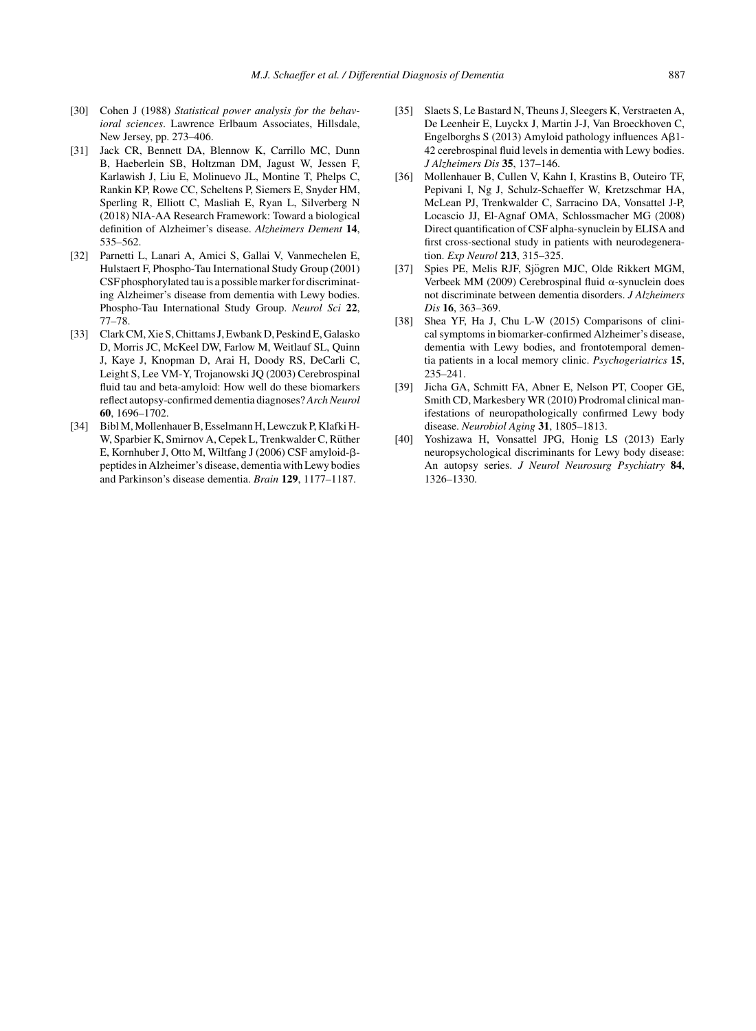[30] Cohen J (1988) *Statistical power analysis for the behavioral sciences*. Lawrence Erlbaum Associates, Hillsdale, New Jersey, pp. 273–406.

[31] Jack CR, Bennett DA, Blennow K, Carrillo MC, Dunn B, Haeberlein SB, Holtzman DM, Jagust W, Jessen F, Karlawish J, Liu E, Molinuevo JL, Montine T, Phelps C, Rankin KP, Rowe CC, Scheltens P, Siemers E, Snyder HM, Sperling R, Elliott C, Masliah E, Ryan L, Silverberg N (2018) NIA-AA Research Framework: Toward a biological definition of Alzheimer's disease. *Alzheimers Dement* **14**, 535–562.

[32] Parnetti L, Lanari A, Amici S, Gallai V, Vanmechelen E, Hulstaert F, Phospho-Tau International Study Group (2001) CSF phosphorylated tau is a possible marker for discriminating Alzheimer's disease from dementia with Lewy bodies. Phospho-Tau International Study Group. *Neurol Sci* **22**, 77–78.

[33] Clark CM, Xie S, Chittams J, Ewbank D, Peskind E, Galasko D, Morris JC, McKeel DW, Farlow M, Weitlauf SL, Quinn J, Kaye J, Knopman D, Arai H, Doody RS, DeCarli C, Leight S, Lee VM-Y, Trojanowski JQ (2003) Cerebrospinal fluid tau and beta-amyloid: How well do these biomarkers reflect autopsy-confirmed dementia diagnoses? *Arch Neurol* **60**, 1696–1702.

[34] Bibl M, Mollenhauer B, Esselmann H, Lewczuk P, Klafki H-W, Sparbier K, Smirnov A, Cepek L, Trenkwalder C, Rüther E, Kornhuber J, Otto M, Wiltfang J (2006) CSF amyloid-β-peptides in Alzheimer's disease, dementia with Lewy bodies and Parkinson's disease dementia. *Brain* **129**, 1177–1187.

[35] Slaets S, Le Bastard N, Theuns J, Sleegers K, Verstraeten A, De Leenheir E, Luyckx J, Martin J-J, Van Broeckhoven C, Engelborghs S (2013) Amyloid pathology influences Aβ1-42 cerebrospinal fluid levels in dementia with Lewy bodies. *J Alzheimers Dis* **35**, 137–146.

[36] Mollenhauer B, Cullen V, Kahn I, Krastins B, Outeiro TF, Pepivani I, Ng J, Schulz-Schaeffer W, Kretzschmar HA, McLean PJ, Trenkwalder C, Sarracino DA, Vonsattel J-P, Locascio JJ, El-Agnaf OMA, Schlossmacher MG (2008) Direct quantification of CSF alpha-synuclein by ELISA and first cross-sectional study in patients with neurodegeneration. *Exp Neurol* **213**, 315–325.

[37] Spies PE, Melis RJF, Sjögren MJC, Olde Rikkert MGM, Verbeek MM (2009) Cerebrospinal fluid α-synuclein does not discriminate between dementia disorders. *J Alzheimers Dis* **16**, 363–369.

[38] Shea YF, Ha J, Chu L-W (2015) Comparisons of clinical symptoms in biomarker-confirmed Alzheimer's disease, dementia with Lewy bodies, and frontotemporal dementia patients in a local memory clinic. *Psychogeriatrics* **15**, 235–241.

[39] Jicha GA, Schmitt FA, Abner E, Nelson PT, Cooper GE, Smith CD, Markesbery WR (2010) Prodromal clinical manifestations of neuropathologically confirmed Lewy body disease. *Neurobiol Aging* **31**, 1805–1813.

[40] Yoshizawa H, Vonsattel JPG, Honig LS (2013) Early neuropsychological discriminants for Lewy body disease: An autopsy series. *J Neurol Neurosurg Psychiatry* **84**, 1326–1330.